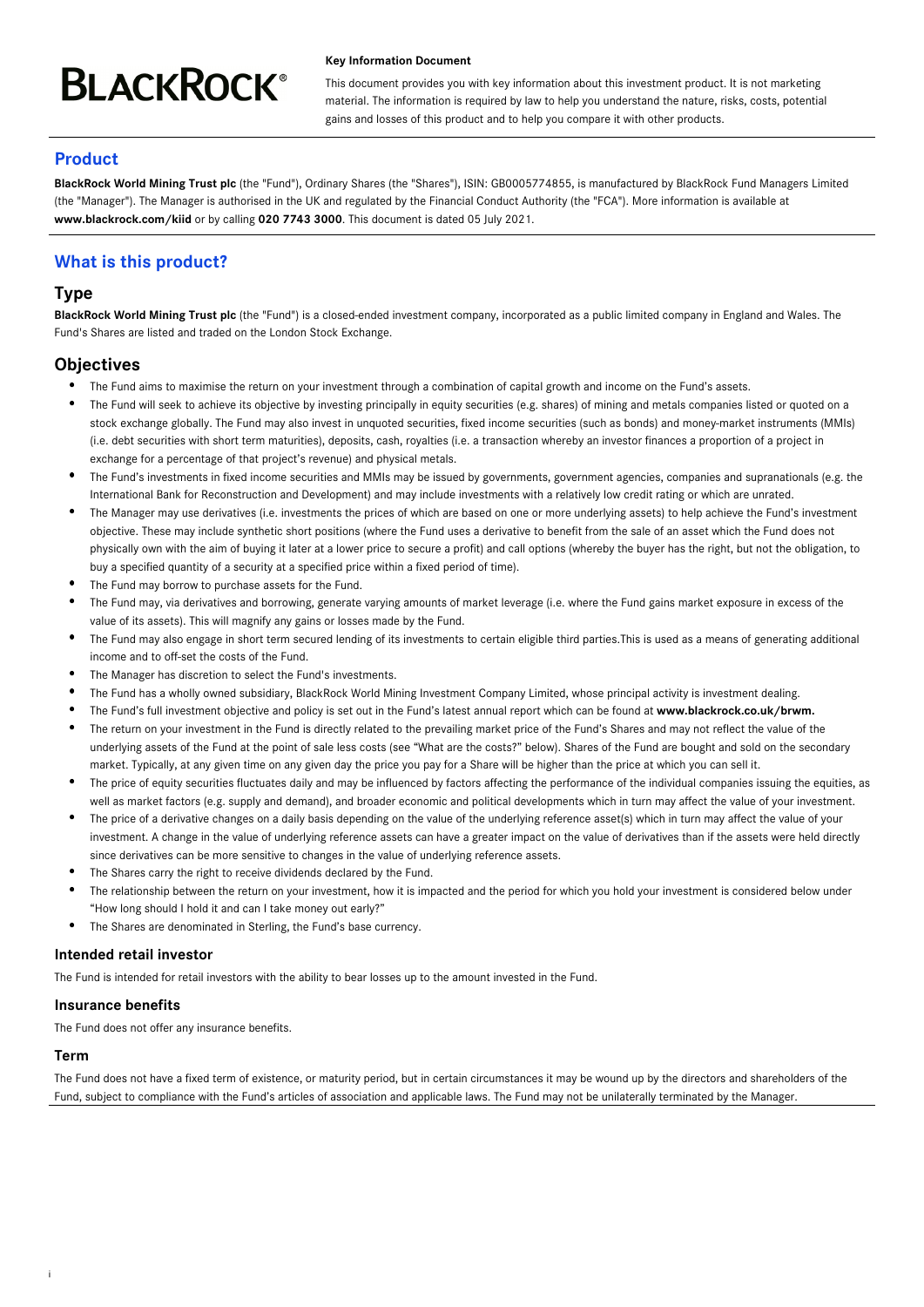BLACKROCK®

**Key Information Document**

This document provides you with key information about this investment product. It is not marketing material. The information is required by law to help you understand the nature, risks, costs, potential gains and losses of this product and to help you compare it with other products.

## Product

**BlackRock World Mining Trust plc** (the "Fund"), Ordinary Shares (the "Shares"), ISIN: GB0005774855, is manufactured by BlackRock Fund Managers Limited (the "Manager"). The Manager is authorised in the UK and regulated by the Financial Conduct Authority (the "FCA"). More information is available at **www.blackrock.com/kiid** or by calling **020 7743 3000**. This document is dated 05 July 2021.

## What is this product?

### Type

**BlackRock World Mining Trust plc** (the "Fund") is a closed-ended investment company, incorporated as a public limited company in England and Wales. The Fund's Shares are listed and traded on the London Stock Exchange.

### Objectives

- The Fund aims to maximise the return on your investment through a combination of capital growth and income on the Fund's assets.
- The Fund will seek to achieve its objective by investing principally in equity securities (e.g. shares) of mining and metals companies listed or quoted on a stock exchange globally. The Fund may also invest in unquoted securities, fixed income securities (such as bonds) and money-market instruments (MMIs) (i.e. debt securities with short term maturities), deposits, cash, royalties (i.e. a transaction whereby an investor finances a proportion of a project in exchange for a percentage of that project's revenue) and physical metals.
- The Fund's investments in fixed income securities and MMIs may be issued by governments, government agencies, companies and supranationals (e.g. the International Bank for Reconstruction and Development) and may include investments with a relatively low credit rating or which are unrated.
- The Manager may use derivatives (i.e. investments the prices of which are based on one or more underlying assets) to help achieve the Fund's investment objective. These may include synthetic short positions (where the Fund uses a derivative to benefit from the sale of an asset which the Fund does not physically own with the aim of buying it later at a lower price to secure a profit) and call options (whereby the buyer has the right, but not the obligation, to buy a specified quantity of a security at a specified price within a fixed period of time).
- The Fund may borrow to purchase assets for the Fund.
- The Fund may, via derivatives and borrowing, generate varying amounts of market leverage (i.e. where the Fund gains market exposure in excess of the value of its assets). This will magnify any gains or losses made by the Fund.
- The Fund may also engage in short term secured lending of its investments to certain eligible third parties.This is used as a means of generating additional income and to off-set the costs of the Fund.
- The Manager has discretion to select the Fund's investments.
- The Fund has a wholly owned subsidiary, BlackRock World Mining Investment Company Limited, whose principal activity is investment dealing.
- The Fund's full investment objective and policy is set out in the Fund's latest annual report which can be found at **www.blackrock.co.uk/brwm.**
- The return on your investment in the Fund is directly related to the prevailing market price of the Fund's Shares and may not reflect the value of the underlying assets of the Fund at the point of sale less costs (see "What are the costs?" below). Shares of the Fund are bought and sold on the secondary market. Typically, at any given time on any given day the price you pay for a Share will be higher than the price at which you can sell it.
- The price of equity securities fluctuates daily and may be influenced by factors affecting the performance of the individual companies issuing the equities, as well as market factors (e.g. supply and demand), and broader economic and political developments which in turn may affect the value of your investment.
- The price of a derivative changes on a daily basis depending on the value of the underlying reference asset(s) which in turn may affect the value of your investment. A change in the value of underlying reference assets can have a greater impact on the value of derivatives than if the assets were held directly since derivatives can be more sensitive to changes in the value of underlying reference assets.
- The Shares carry the right to receive dividends declared by the Fund.
- The relationship between the return on your investment, how it is impacted and the period for which you hold your investment is considered below under "How long should I hold it and can I take money out early?"
- The Shares are denominated in Sterling, the Fund's base currency.

#### Intended retail investor

The Fund is intended for retail investors with the ability to bear losses up to the amount invested in the Fund.

#### Insurance benefits

The Fund does not offer any insurance benefits.

#### Term

The Fund does not have a fixed term of existence, or maturity period, but in certain circumstances it may be wound up by the directors and shareholders of the Fund, subject to compliance with the Fund's articles of association and applicable laws. The Fund may not be unilaterally terminated by the Manager.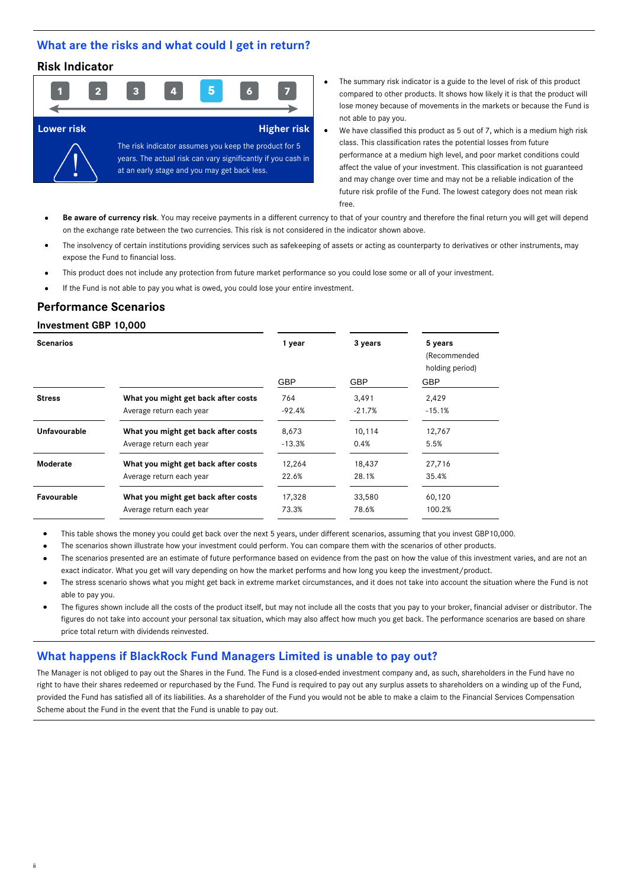## What are the risks and what could I get in return?

### Risk Indicator

1 2 3 **5** 4 6 7

**Lower risk** — **Higher risk**

The risk indicator assumes you keep the product for 5 years. The actual risk can vary significantly if you cash in at an early stage and you may get back less.

- The summary risk indicator is a guide to the level of risk of this product compared to other products. It shows how likely it is that the product will lose money because of movements in the markets or because the Fund is not able to pay you.
- We have classified this product as 5 out of 7, which is a medium high risk class. This classification rates the potential losses from future performance at a medium high level, and poor market conditions could affect the value of your investment. This classification is not guaranteed and may change over time and may not be a reliable indication of the future risk profile of the Fund. The lowest category does not mean risk free.
- **Be aware of currency risk**. You may receive payments in a different currency to that of your country and therefore the final return you will get will depend on the exchange rate between the two currencies. This risk is not considered in the indicator shown above.
- The insolvency of certain institutions providing services such as safekeeping of assets or acting as counterparty to derivatives or other instruments, may expose the Fund to financial loss.
- This product does not include any protection from future market performance so you could lose some or all of your investment.
- If the Fund is not able to pay you what is owed, you could lose your entire investment.

### Performance Scenarios

**Investment GBP 10,000**

| **Scenarios** | | **1 year** | **3 years** | **5 years** (Recommended holding period) |
|---|---|---|---|---|
| | | GBP | GBP | GBP |
| **Stress** | **What you might get back after costs** | 764 | 3,491 | 2,429 |
| | Average return each year | -92.4% | -21.7% | -15.1% |
| **Unfavourable** | **What you might get back after costs** | 8,673 | 10,114 | 12,767 |
| | Average return each year | -13.3% | 0.4% | 5.5% |
| **Moderate** | **What you might get back after costs** | 12,264 | 18,437 | 27,716 |
| | Average return each year | 22.6% | 28.1% | 35.4% |
| **Favourable** | **What you might get back after costs** | 17,328 | 33,580 | 60,120 |
| | Average return each year | 73.3% | 78.6% | 100.2% |

- This table shows the money you could get back over the next 5 years, under different scenarios, assuming that you invest GBP10,000.
- The scenarios shown illustrate how your investment could perform. You can compare them with the scenarios of other products.
- The scenarios presented are an estimate of future performance based on evidence from the past on how the value of this investment varies, and are not an exact indicator. What you get will vary depending on how the market performs and how long you keep the investment/product.
- The stress scenario shows what you might get back in extreme market circumstances, and it does not take into account the situation where the Fund is not able to pay you.
- The figures shown include all the costs of the product itself, but may not include all the costs that you pay to your broker, financial adviser or distributor. The figures do not take into account your personal tax situation, which may also affect how much you get back. The performance scenarios are based on share price total return with dividends reinvested.

## What happens if BlackRock Fund Managers Limited is unable to pay out?

The Manager is not obliged to pay out the Shares in the Fund. The Fund is a closed-ended investment company and, as such, shareholders in the Fund have no right to have their shares redeemed or repurchased by the Fund. The Fund is required to pay out any surplus assets to shareholders on a winding up of the Fund, provided the Fund has satisfied all of its liabilities. As a shareholder of the Fund you would not be able to make a claim to the Financial Services Compensation Scheme about the Fund in the event that the Fund is unable to pay out.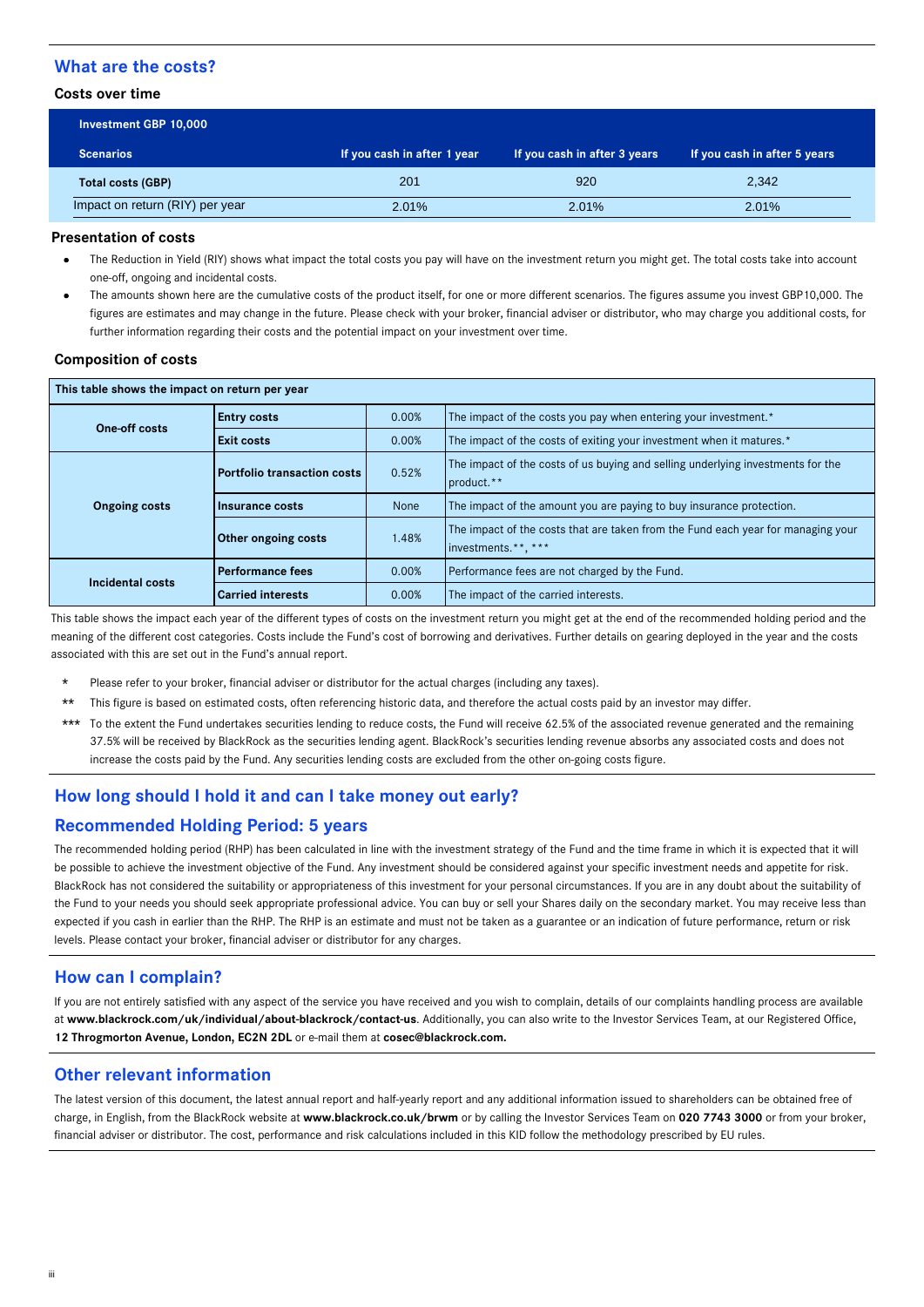## What are the costs?

### Costs over time

| Investment GBP 10,000 | | | |
|---|---|---|---|
| **Scenarios** | **If you cash in after 1 year** | **If you cash in after 3 years** | **If you cash in after 5 years** |
| **Total costs (GBP)** | 201 | 920 | 2,342 |
| Impact on return (RIY) per year | 2.01% | 2.01% | 2.01% |

### Presentation of costs

- The Reduction in Yield (RIY) shows what impact the total costs you pay will have on the investment return you might get. The total costs take into account one-off, ongoing and incidental costs.
- The amounts shown here are the cumulative costs of the product itself, for one or more different scenarios. The figures assume you invest GBP10,000. The figures are estimates and may change in the future. Please check with your broker, financial adviser or distributor, who may charge you additional costs, for further information regarding their costs and the potential impact on your investment over time.

### Composition of costs

| This table shows the impact on return per year | | | |
|---|---|---|---|
| **One-off costs** | **Entry costs** | 0.00% | The impact of the costs you pay when entering your investment.* |
| | **Exit costs** | 0.00% | The impact of the costs of exiting your investment when it matures.* |
| **Ongoing costs** | **Portfolio transaction costs** | 0.52% | The impact of the costs of us buying and selling underlying investments for the product.** |
| | **Insurance costs** | None | The impact of the amount you are paying to buy insurance protection. |
| | **Other ongoing costs** | 1.48% | The impact of the costs that are taken from the Fund each year for managing your investments.**, *** |
| **Incidental costs** | **Performance fees** | 0.00% | Performance fees are not charged by the Fund. |
| | **Carried interests** | 0.00% | The impact of the carried interests. |

This table shows the impact each year of the different types of costs on the investment return you might get at the end of the recommended holding period and the meaning of the different cost categories. Costs include the Fund's cost of borrowing and derivatives. Further details on gearing deployed in the year and the costs associated with this are set out in the Fund's annual report.

\* Please refer to your broker, financial adviser or distributor for the actual charges (including any taxes).

** This figure is based on estimated costs, often referencing historic data, and therefore the actual costs paid by an investor may differ.

*** To the extent the Fund undertakes securities lending to reduce costs, the Fund will receive 62.5% of the associated revenue generated and the remaining 37.5% will be received by BlackRock as the securities lending agent. BlackRock's securities lending revenue absorbs any associated costs and does not increase the costs paid by the Fund. Any securities lending costs are excluded from the other on-going costs figure.

## How long should I hold it and can I take money out early?

## Recommended Holding Period: 5 years

The recommended holding period (RHP) has been calculated in line with the investment strategy of the Fund and the time frame in which it is expected that it will be possible to achieve the investment objective of the Fund. Any investment should be considered against your specific investment needs and appetite for risk. BlackRock has not considered the suitability or appropriateness of this investment for your personal circumstances. If you are in any doubt about the suitability of the Fund to your needs you should seek appropriate professional advice. You can buy or sell your Shares daily on the secondary market. You may receive less than expected if you cash in earlier than the RHP. The RHP is an estimate and must not be taken as a guarantee or an indication of future performance, return or risk levels. Please contact your broker, financial adviser or distributor for any charges.

## How can I complain?

If you are not entirely satisfied with any aspect of the service you have received and you wish to complain, details of our complaints handling process are available at **www.blackrock.com/uk/individual/about-blackrock/contact-us**. Additionally, you can also write to the Investor Services Team, at our Registered Office, **12 Throgmorton Avenue, London, EC2N 2DL** or e-mail them at **cosec@blackrock.com.**

## Other relevant information

The latest version of this document, the latest annual report and half-yearly report and any additional information issued to shareholders can be obtained free of charge, in English, from the BlackRock website at **www.blackrock.co.uk/brwm** or by calling the Investor Services Team on **020 7743 3000** or from your broker, financial adviser or distributor. The cost, performance and risk calculations included in this KID follow the methodology prescribed by EU rules.